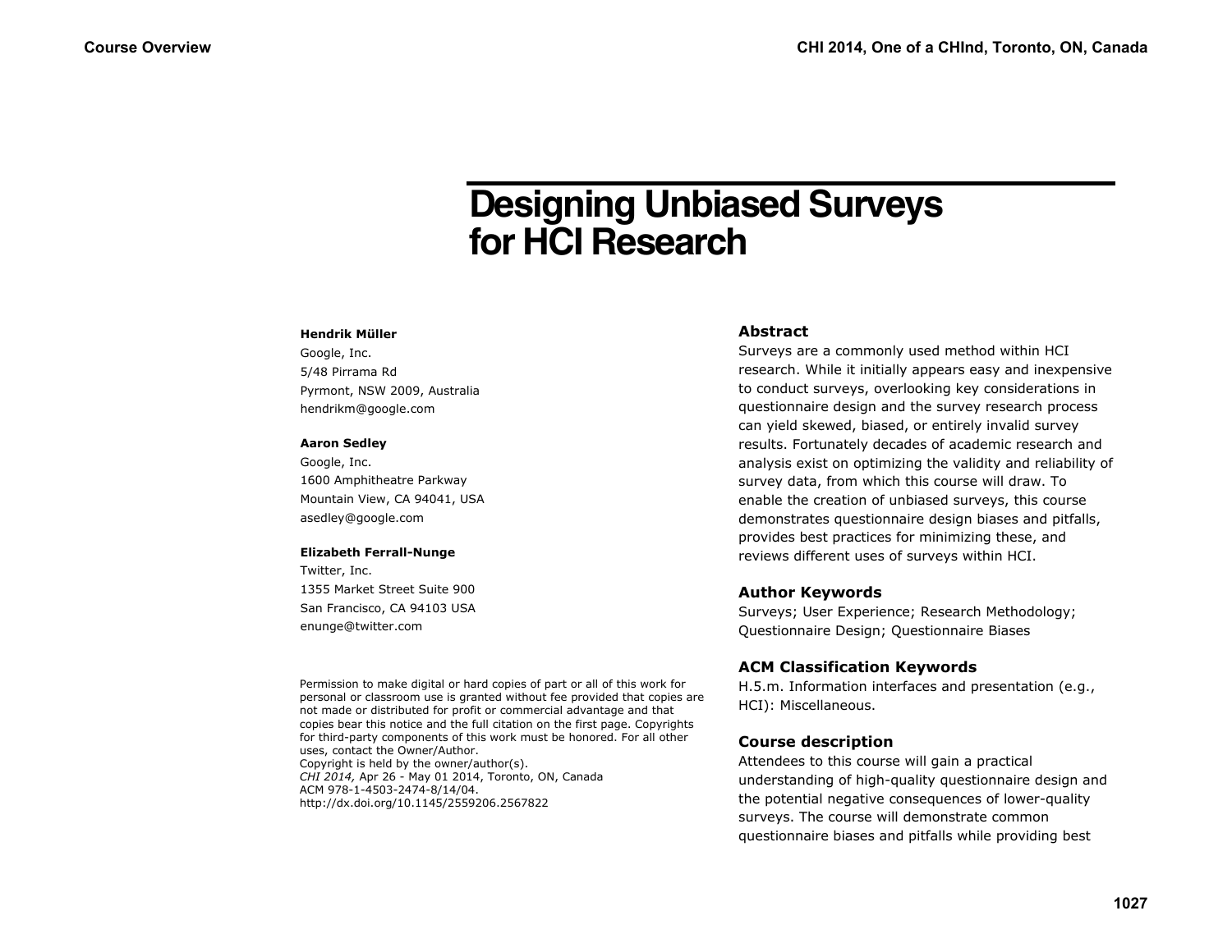# Designing Unbiased Surveys for HCI Research

**Hendrik Müller**
Google, Inc.
5/48 Pirrama Rd
Pyrmont, NSW 2009, Australia
hendrikm@google.com

**Aaron Sedley**
Google, Inc.
1600 Amphitheatre Parkway
Mountain View, CA 94041, USA
asedley@google.com

**Elizabeth Ferrall-Nunge**
Twitter, Inc.
1355 Market Street Suite 900
San Francisco, CA 94103 USA
enunge@twitter.com

Permission to make digital or hard copies of part or all of this work for personal or classroom use is granted without fee provided that copies are not made or distributed for profit or commercial advantage and that copies bear this notice and the full citation on the first page. Copyrights for third-party components of this work must be honored. For all other uses, contact the Owner/Author.
Copyright is held by the owner/author(s).
*CHI 2014,* Apr 26 - May 01 2014, Toronto, ON, Canada
ACM 978-1-4503-2474-8/14/04.
http://dx.doi.org/10.1145/2559206.2567822

## Abstract

Surveys are a commonly used method within HCI research. While it initially appears easy and inexpensive to conduct surveys, overlooking key considerations in questionnaire design and the survey research process can yield skewed, biased, or entirely invalid survey results. Fortunately decades of academic research and analysis exist on optimizing the validity and reliability of survey data, from which this course will draw. To enable the creation of unbiased surveys, this course demonstrates questionnaire design biases and pitfalls, provides best practices for minimizing these, and reviews different uses of surveys within HCI.

## Author Keywords

Surveys; User Experience; Research Methodology; Questionnaire Design; Questionnaire Biases

## ACM Classification Keywords

H.5.m. Information interfaces and presentation (e.g., HCI): Miscellaneous.

## Course description

Attendees to this course will gain a practical understanding of high-quality questionnaire design and the potential negative consequences of lower-quality surveys. The course will demonstrate common questionnaire biases and pitfalls while providing best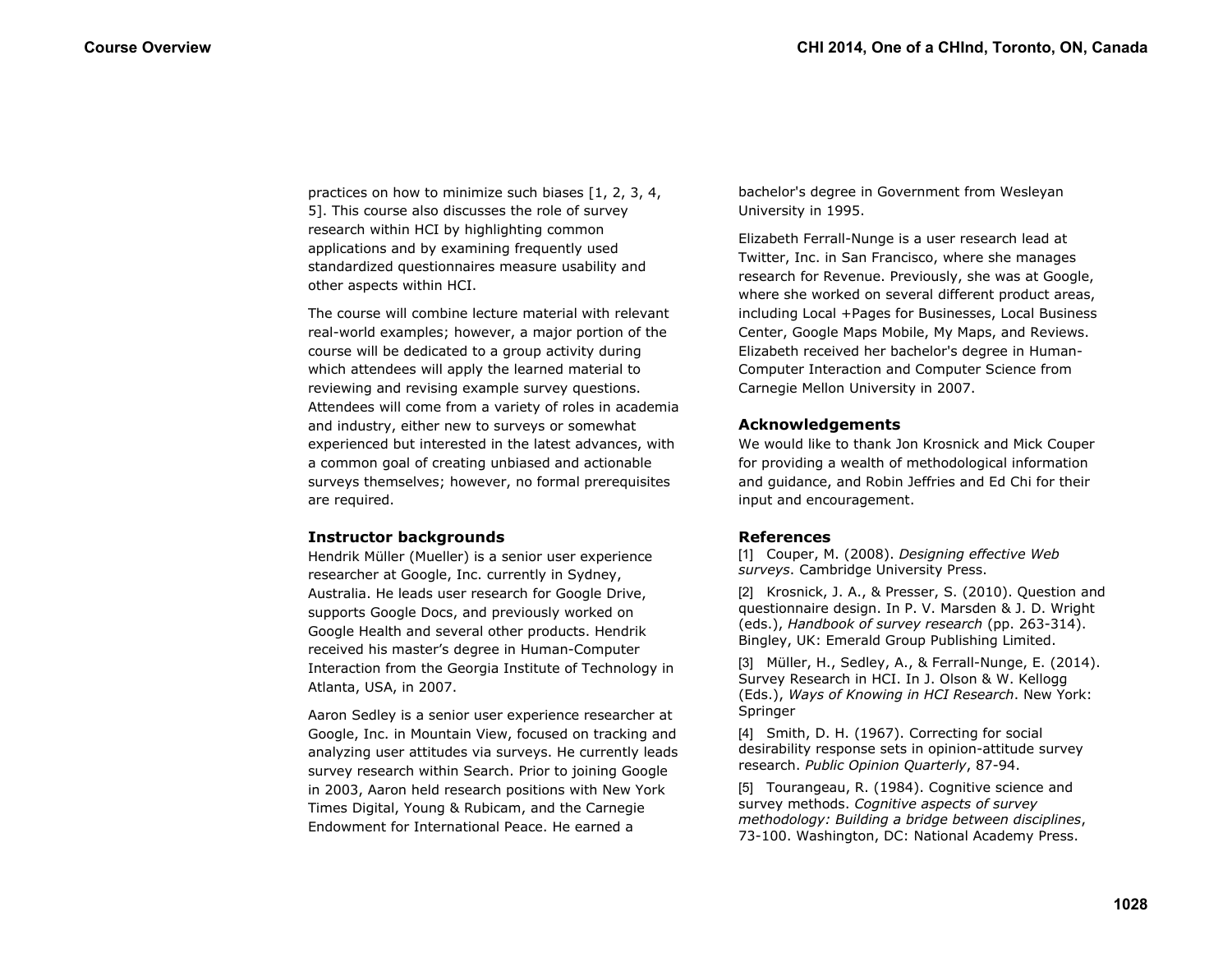practices on how to minimize such biases [1, 2, 3, 4, 5]. This course also discusses the role of survey research within HCI by highlighting common applications and by examining frequently used standardized questionnaires measure usability and other aspects within HCI.

The course will combine lecture material with relevant real-world examples; however, a major portion of the course will be dedicated to a group activity during which attendees will apply the learned material to reviewing and revising example survey questions. Attendees will come from a variety of roles in academia and industry, either new to surveys or somewhat experienced but interested in the latest advances, with a common goal of creating unbiased and actionable surveys themselves; however, no formal prerequisites are required.

### Instructor backgrounds

Hendrik Müller (Mueller) is a senior user experience researcher at Google, Inc. currently in Sydney, Australia. He leads user research for Google Drive, supports Google Docs, and previously worked on Google Health and several other products. Hendrik received his master's degree in Human-Computer Interaction from the Georgia Institute of Technology in Atlanta, USA, in 2007.

Aaron Sedley is a senior user experience researcher at Google, Inc. in Mountain View, focused on tracking and analyzing user attitudes via surveys. He currently leads survey research within Search. Prior to joining Google in 2003, Aaron held research positions with New York Times Digital, Young & Rubicam, and the Carnegie Endowment for International Peace. He earned a bachelor's degree in Government from Wesleyan University in 1995.

Elizabeth Ferrall-Nunge is a user research lead at Twitter, Inc. in San Francisco, where she manages research for Revenue. Previously, she was at Google, where she worked on several different product areas, including Local +Pages for Businesses, Local Business Center, Google Maps Mobile, My Maps, and Reviews. Elizabeth received her bachelor's degree in Human-Computer Interaction and Computer Science from Carnegie Mellon University in 2007.

### Acknowledgements

We would like to thank Jon Krosnick and Mick Couper for providing a wealth of methodological information and guidance, and Robin Jeffries and Ed Chi for their input and encouragement.

### References

[1] Couper, M. (2008). *Designing effective Web surveys*. Cambridge University Press.

[2] Krosnick, J. A., & Presser, S. (2010). Question and questionnaire design. In P. V. Marsden & J. D. Wright (eds.), *Handbook of survey research* (pp. 263-314). Bingley, UK: Emerald Group Publishing Limited.

[3] Müller, H., Sedley, A., & Ferrall-Nunge, E. (2014). Survey Research in HCI. In J. Olson & W. Kellogg (Eds.), *Ways of Knowing in HCI Research*. New York: Springer

[4] Smith, D. H. (1967). Correcting for social desirability response sets in opinion-attitude survey research. *Public Opinion Quarterly*, 87-94.

[5] Tourangeau, R. (1984). Cognitive science and survey methods. *Cognitive aspects of survey methodology: Building a bridge between disciplines*, 73-100. Washington, DC: National Academy Press.